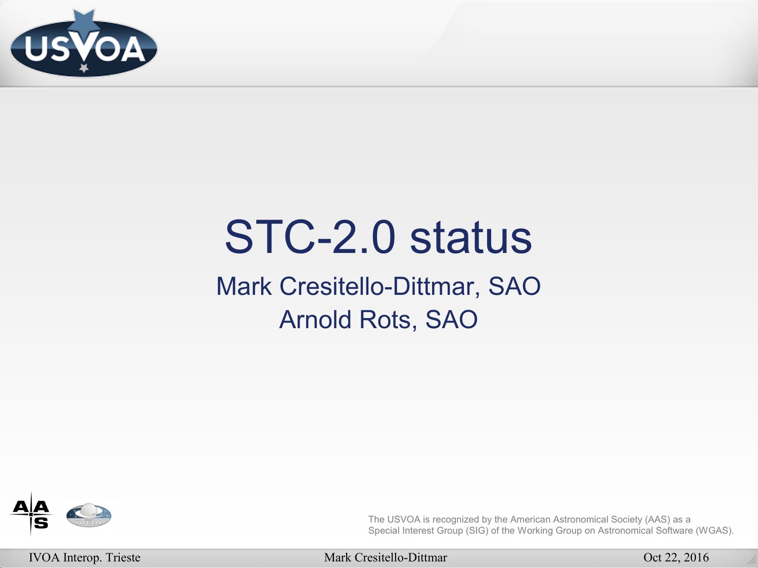# STC-2.0 status

Mark Cresitello-Dittmar, SAO

Arnold Rots, SAO

The USVOA is recognized by the American Astronomical Society (AAS) as a Special Interest Group (SIG) of the Working Group on Astronomical Software (WGAS).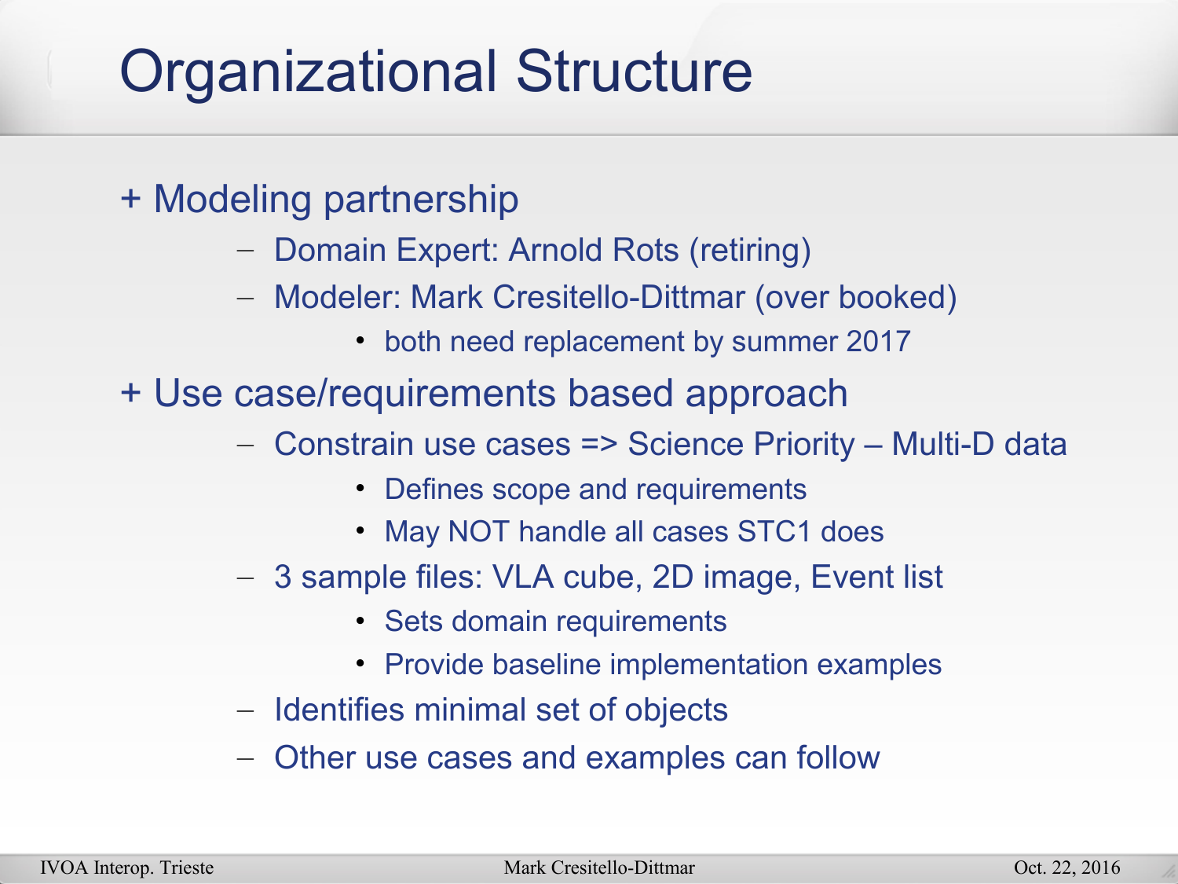# Organizational Structure

+ Modeling partnership
  - Domain Expert: Arnold Rots (retiring)
  - Modeler: Mark Cresitello-Dittmar (over booked)
    - both need replacement by summer 2017
+ Use case/requirements based approach
  - Constrain use cases => Science Priority – Multi-D data
    - Defines scope and requirements
    - May NOT handle all cases STC1 does
  - 3 sample files: VLA cube, 2D image, Event list
    - Sets domain requirements
    - Provide baseline implementation examples
  - Identifies minimal set of objects
  - Other use cases and examples can follow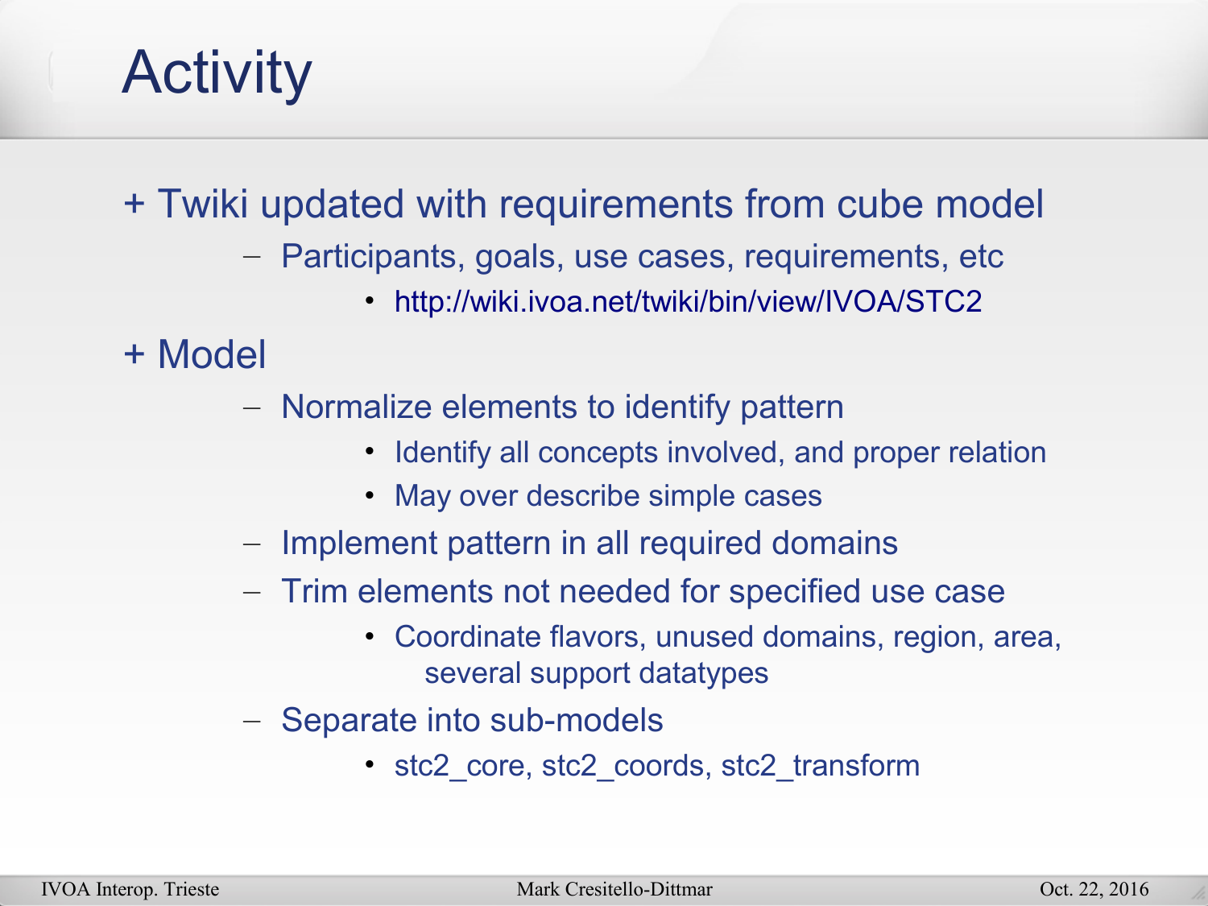# Activity

- + Twiki updated with requirements from cube model
  - Participants, goals, use cases, requirements, etc
    - http://wiki.ivoa.net/twiki/bin/view/IVOA/STC2
- + Model
  - Normalize elements to identify pattern
    - Identify all concepts involved, and proper relation
    - May over describe simple cases
  - Implement pattern in all required domains
  - Trim elements not needed for specified use case
    - Coordinate flavors, unused domains, region, area, several support datatypes
  - Separate into sub-models
    - stc2_core, stc2_coords, stc2_transform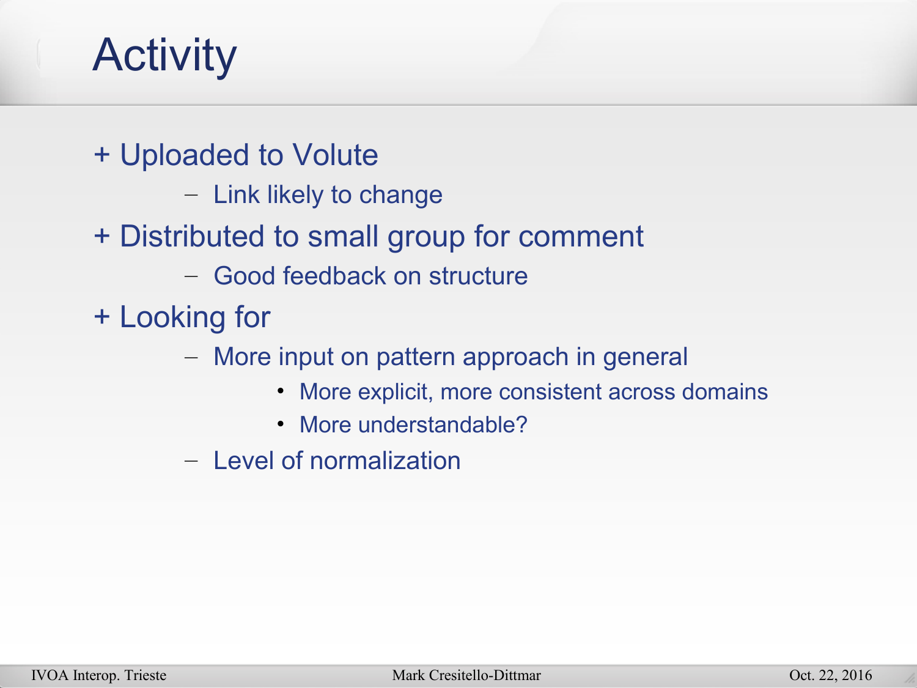# Activity

- \+ Uploaded to Volute
  - Link likely to change
- \+ Distributed to small group for comment
  - Good feedback on structure
- \+ Looking for
  - More input on pattern approach in general
    - More explicit, more consistent across domains
    - More understandable?
  - Level of normalization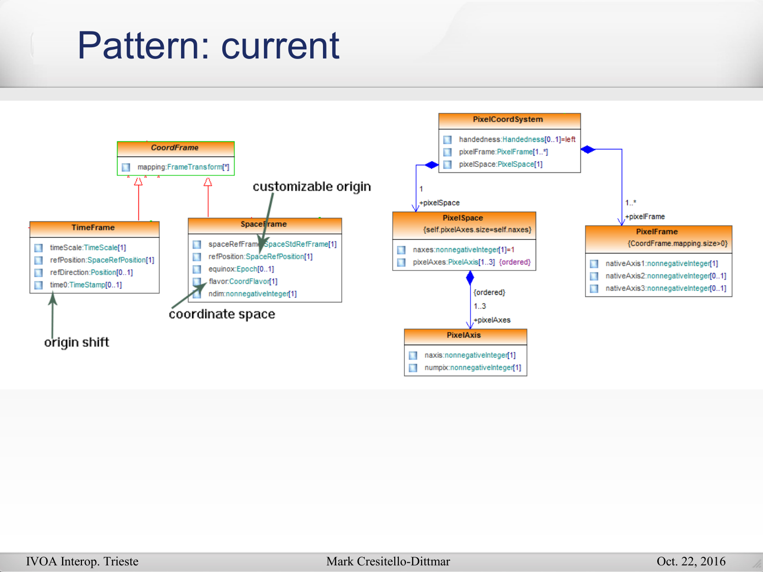# Pattern: current

**CoordFrame**
- mapping:FrameTransform[*]

**TimeFrame**
- timeScale:TimeScale[1]
- refPosition:SpaceRefPosition[1]
- refDirection:Position[0..1]
- time0:TimeStamp[0..1]

**SpaceFrame**
- spaceRefFrame:SpaceStdRefFrame[1]
- refPosition:SpaceRefPosition[1]
- equinox:Epoch[0..1]
- flavor:CoordFlavor[1]
- ndim:nonnegativeInteger[1]

customizable origin

coordinate space

origin shift

**PixelCoordSystem**
- handedness:Handedness[0..1]=left
- pixelFrame:PixelFrame[1..*]
- pixelSpace:PixelSpace[1]

1 +pixelSpace

1..* +pixelFrame

**PixelSpace**
{self.pixelAxes.size=self.naxes}
- naxes:nonnegativeInteger[1]=1
- pixelAxes:PixelAxis[1..3] {ordered}

{ordered} 1..3 +pixelAxes

**PixelFrame**
{CoordFrame.mapping.size>0}
- nativeAxis1:nonnegativeInteger[1]
- nativeAxis2:nonnegativeInteger[0..1]
- nativeAxis3:nonnegativeInteger[0..1]

**PixelAxis**
- naxis:nonnegativeInteger[1]
- numpix:nonnegativeInteger[1]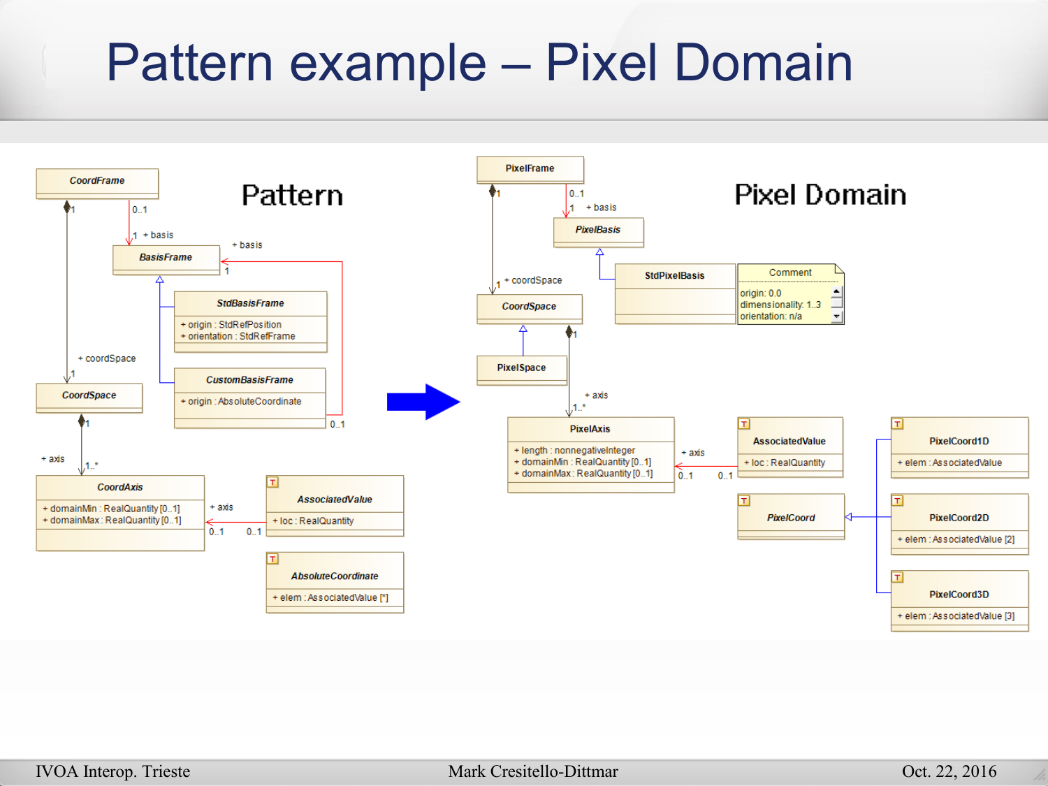# Pattern example – Pixel Domain

## Pattern

- **CoordFrame**
  - 1 ◆— + coordSpace 1 → CoordSpace
  - 0..1 — + basis 1 → BasisFrame
- **BasisFrame**
- **StdBasisFrame** (extends BasisFrame)
  - + origin : StdRefPosition
  - + orientation : StdRefFrame
- **CustomBasisFrame** (extends BasisFrame)
  - + origin : AbsoluteCoordinate
  - 0..1 — + basis 1 → BasisFrame
- **CoordSpace**
  - 1 ◆— + axis 1..* → CoordAxis
- **CoordAxis**
  - + domainMin : RealQuantity [0..1]
  - + domainMax : RealQuantity [0..1]
- **AssociatedValue**
  - + loc : RealQuantity
  - 0..1 — + axis 0..1 → CoordAxis
- **AbsoluteCoordinate**
  - + elem : AssociatedValue [*]

## Pixel Domain

- **PixelFrame**
  - 1 ◆— + coordSpace 1 → CoordSpace
  - 0..1 — + basis 1 → PixelBasis
- **PixelBasis**
- **StdPixelBasis** (extends PixelBasis)
  - Comment: origin: 0.0; dimensionality: 1..3; orientation: n/a
- **CoordSpace**
  - 1 ◆— + axis 1..* → PixelAxis
- **PixelSpace** (extends CoordSpace)
- **PixelAxis**
  - + length : nonnegativeInteger
  - + domainMin : RealQuantity [0..1]
  - + domainMax : RealQuantity [0..1]
- **AssociatedValue**
  - + loc : RealQuantity
  - 0..1 — + axis 0..1 → PixelAxis
- **PixelCoord**
- **PixelCoord1D** (extends PixelCoord)
  - + elem : AssociatedValue
- **PixelCoord2D** (extends PixelCoord)
  - + elem : AssociatedValue [2]
- **PixelCoord3D** (extends PixelCoord)
  - + elem : AssociatedValue [3]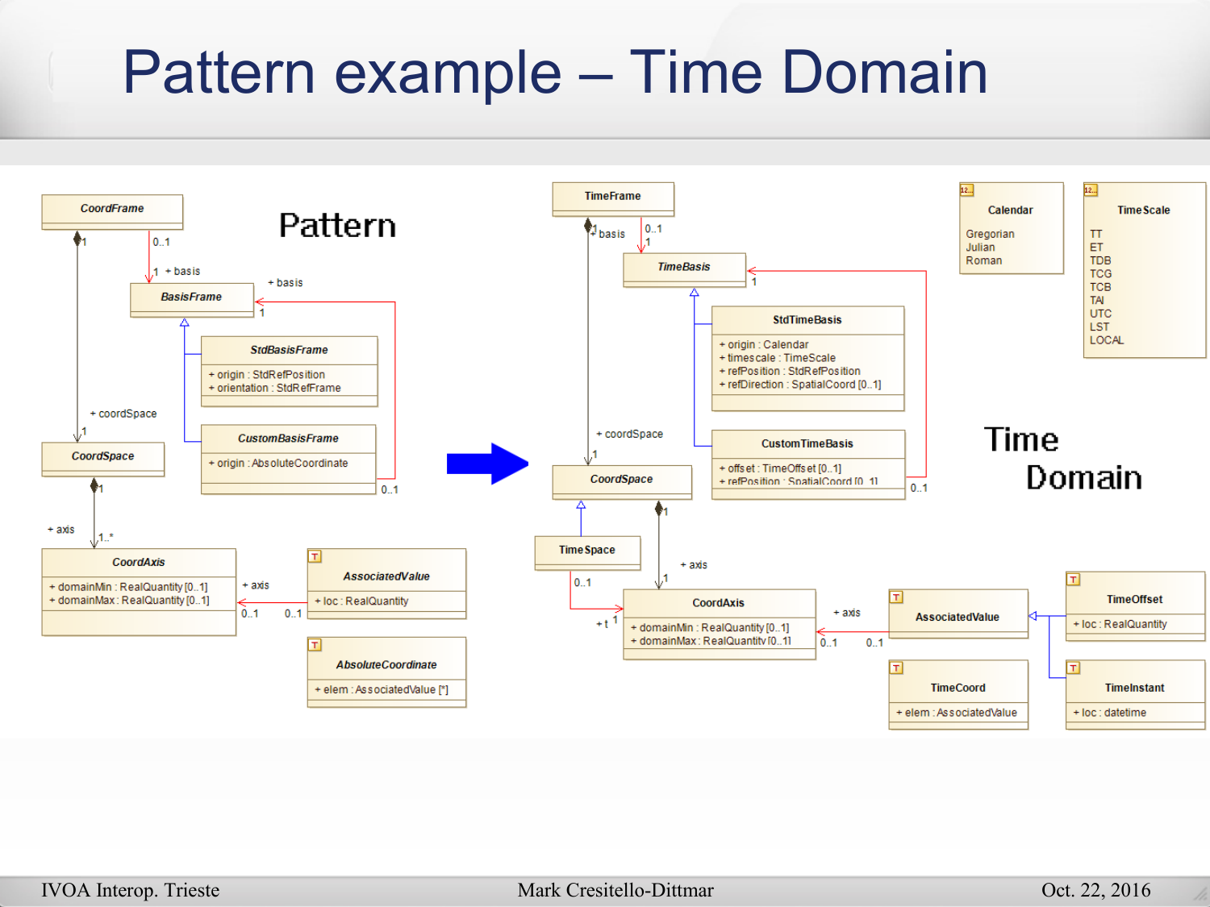# Pattern example – Time Domain

## Pattern

**CoordFrame**
- + basis (0..1) → BasisFrame
- + coordSpace (1) → CoordSpace

**BasisFrame**

**StdBasisFrame**
- + origin : StdRefPosition
- + orientation : StdRefFrame

**CustomBasisFrame**
- + origin : AbsoluteCoordinate
- + basis (0..1) → BasisFrame (1)

**CoordSpace**
- + axis (1..*) → CoordAxis

**CoordAxis**
- + domainMin : RealQuantity [0..1]
- + domainMax : RealQuantity [0..1]
- + axis (0..1) ← AssociatedValue (0..1)

**AssociatedValue**
- + loc : RealQuantity

**AbsoluteCoordinate**
- + elem : AssociatedValue [*]

## Time Domain

**TimeFrame**
- + basis (0..1) → TimeBasis
- + coordSpace (1) → CoordSpace

**TimeBasis**

**StdTimeBasis**
- + origin : Calendar
- + timescale : TimeScale
- + refPosition : StdRefPosition
- + refDirection : SpatialCoord [0..1]

**CustomTimeBasis**
- + offset : TimeOffset [0..1]
- + refPosition : SpatialCoord [0..1]
- + basis (0..1) → TimeBasis (1)

**Calendar**
- Gregorian
- Julian
- Roman

**TimeScale**
- TT
- ET
- TDB
- TCG
- TCB
- TAI
- UTC
- LST
- LOCAL

**CoordSpace**
- + axis (1) → CoordAxis

**TimeSpace**
- + t (0..1 / 1) → CoordAxis

**CoordAxis**
- + domainMin : RealQuantity [0..1]
- + domainMax : RealQuantity [0..1]
- + axis (0..1) ← AssociatedValue (0..1)

**AssociatedValue**

**TimeOffset**
- + loc : RealQuantity

**TimeInstant**
- + loc : datetime

**TimeCoord**
- + elem : AssociatedValue

IVOA Interop. Trieste — Mark Cresitello-Dittmar — Oct. 22, 2016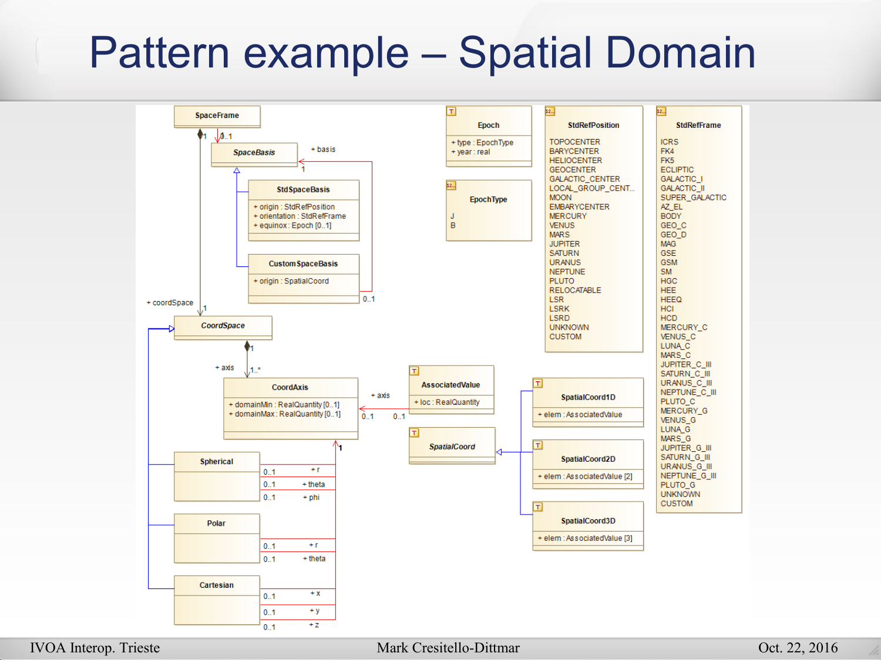# Pattern example – Spatial Domain

SpaceFrame

+ basis

SpaceBasis

StdSpaceBasis
+ origin : StdRefPosition
+ orientation : StdRefFrame
+ equinox : Epoch [0..1]

CustomSpaceBasis
+ origin : SpatialCoord

+ coordSpace

CoordSpace

+ axis

CoordAxis
+ domainMin : RealQuantity [0..1]
+ domainMax : RealQuantity [0..1]

Spherical
+ r
+ theta
+ phi

Polar
+ r
+ theta

Cartesian
+ x
+ y
+ z

Epoch
+ type : EpochType
+ year : real

EpochType
J
B

AssociatedValue
+ loc : RealQuantity

SpatialCoord

SpatialCoord1D
+ elem : AssociatedValue

SpatialCoord2D
+ elem : AssociatedValue [2]

SpatialCoord3D
+ elem : AssociatedValue [3]

StdRefPosition
TOPOCENTER
BARYCENTER
HELIOCENTER
GEOCENTER
GALACTIC_CENTER
LOCAL_GROUP_CENT...
MOON
EMBARYCENTER
MERCURY
VENUS
MARS
JUPITER
SATURN
URANUS
NEPTUNE
PLUTO
RELOCATABLE
LSR
LSRK
LSRD
UNKNOWN
CUSTOM

StdRefFrame
ICRS
FK4
FK5
ECLIPTIC
GALACTIC_I
GALACTIC_II
SUPER_GALACTIC
AZ_EL
BODY
GEO_C
GEO_D
MAG
GSE
GSM
SM
HGC
HEE
HEEQ
HCI
HCD
MERCURY_C
VENUS_C
LUNA_C
MARS_C
JUPITER_C_III
SATURN_C_III
URANUS_C_III
NEPTUNE_C_III
PLUTO_C
MERCURY_G
VENUS_G
LUNA_G
MARS_G
JUPITER_G_III
SATURN_G_III
URANUS_G_III
NEPTUNE_G_III
PLUTO_G
UNKNOWN
CUSTOM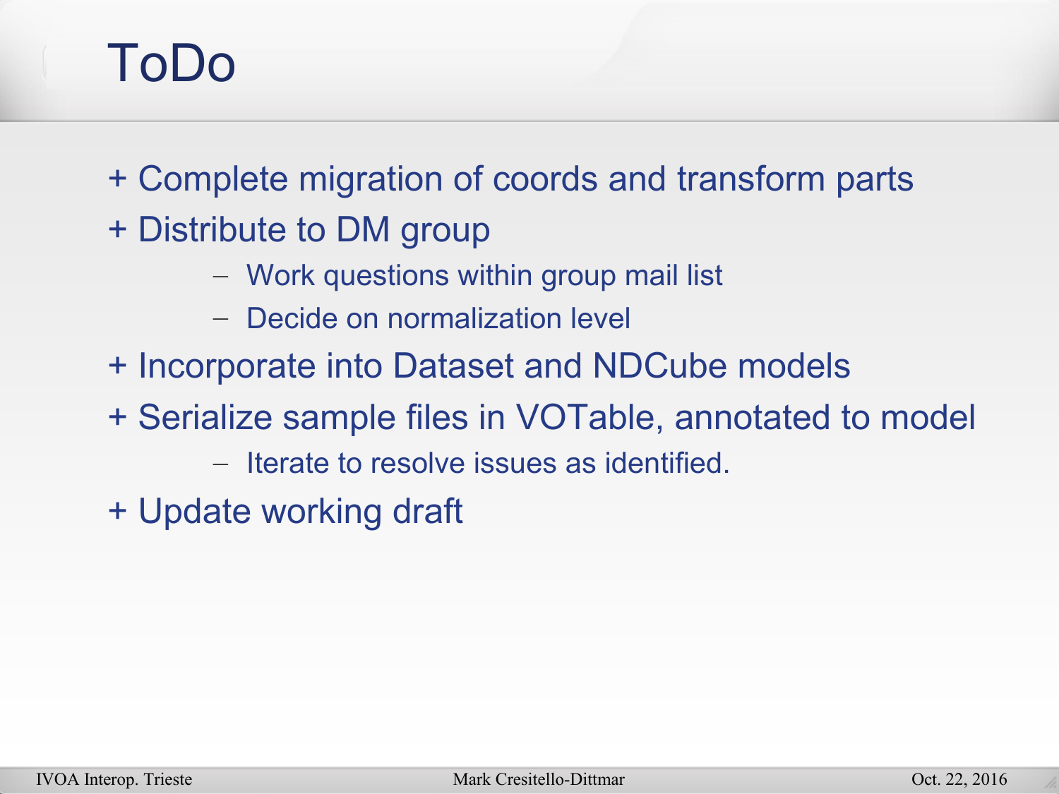# ToDo

- Complete migration of coords and transform parts
- Distribute to DM group
  - Work questions within group mail list
  - Decide on normalization level
- Incorporate into Dataset and NDCube models
- Serialize sample files in VOTable, annotated to model
  - Iterate to resolve issues as identified.
- Update working draft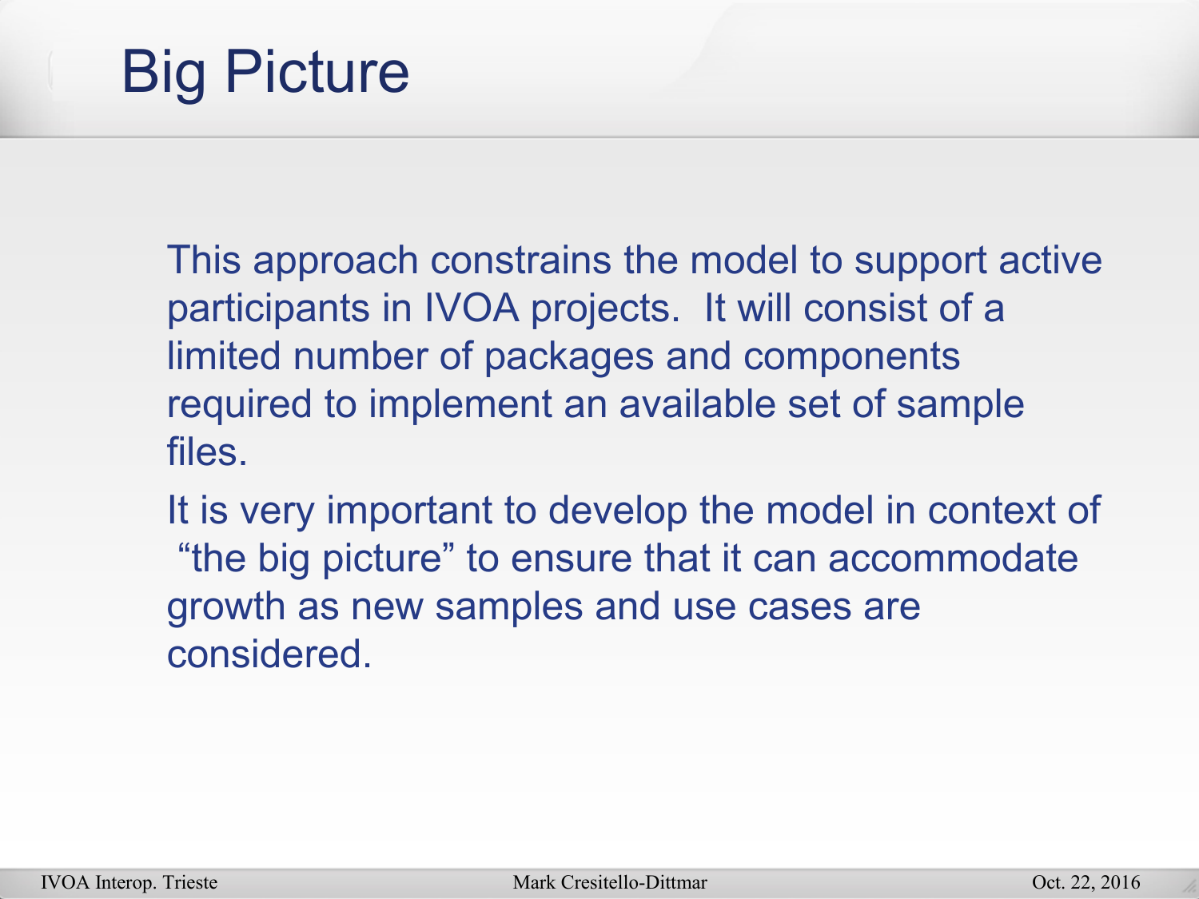# Big Picture

This approach constrains the model to support active participants in IVOA projects. It will consist of a limited number of packages and components required to implement an available set of sample files.

It is very important to develop the model in context of "the big picture" to ensure that it can accommodate growth as new samples and use cases are considered.